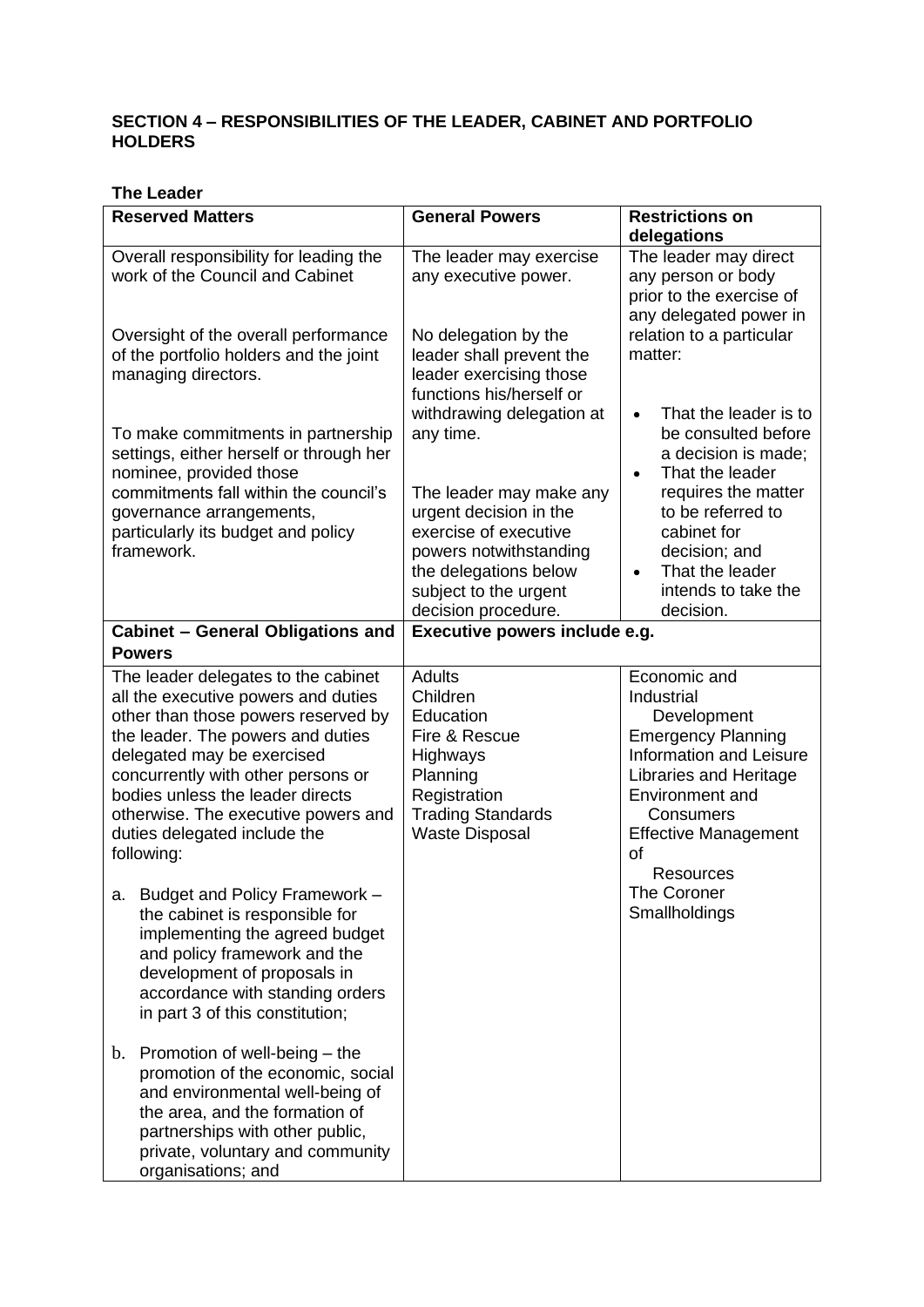## SECTION 4 – RESPONSIBILITIES OF THE LEADER, CABINET AND PORTFOLIO HOLDERS

**The Leader**

| **Reserved Matters** | **General Powers** | **Restrictions on delegations** |
|---|---|---|
| Overall responsibility for leading the work of the Council and Cabinet<br><br>Oversight of the overall performance of the portfolio holders and the joint managing directors.<br><br>To make commitments in partnership settings, either herself or through her nominee, provided those commitments fall within the council's governance arrangements, particularly its budget and policy framework. | The leader may exercise any executive power.<br><br>No delegation by the leader shall prevent the leader exercising those functions his/herself or withdrawing delegation at any time.<br><br>The leader may make any urgent decision in the exercise of executive powers notwithstanding the delegations below subject to the urgent decision procedure. | The leader may direct any person or body prior to the exercise of any delegated power in relation to a particular matter:<br><br>• That the leader is to be consulted before a decision is made;<br>• That the leader requires the matter to be referred to cabinet for decision; and<br>• That the leader intends to take the decision. |
| **Cabinet – General Obligations and Powers** | **Executive powers include e.g.** | |
| The leader delegates to the cabinet all the executive powers and duties other than those powers reserved by the leader. The powers and duties delegated may be exercised concurrently with other persons or bodies unless the leader directs otherwise. The executive powers and duties delegated include the following:<br><br>a. Budget and Policy Framework – the cabinet is responsible for implementing the agreed budget and policy framework and the development of proposals in accordance with standing orders in part 3 of this constitution;<br><br>b. Promotion of well-being – the promotion of the economic, social and environmental well-being of the area, and the formation of partnerships with other public, private, voluntary and community organisations; and | Adults<br>Children<br>Education<br>Fire & Rescue<br>Highways<br>Planning<br>Registration<br>Trading Standards<br>Waste Disposal | Economic and Industrial Development<br>Emergency Planning<br>Information and Leisure<br>Libraries and Heritage<br>Environment and Consumers<br>Effective Management of Resources<br>The Coroner<br>Smallholdings |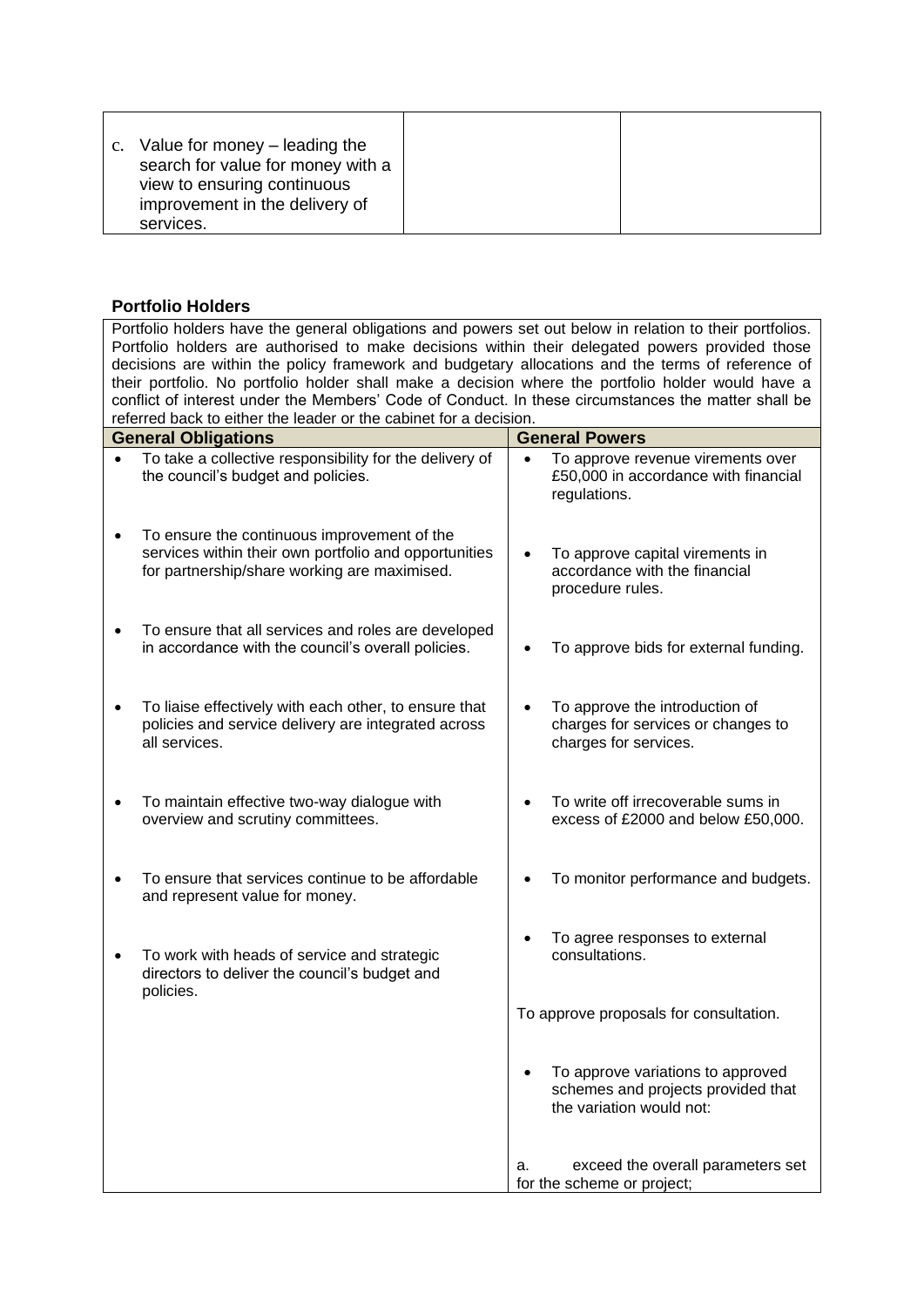| c. Value for money – leading the search for value for money with a view to ensuring continuous improvement in the delivery of services. | | |
|---|---|---|

**Portfolio Holders**

| Portfolio holders have the general obligations and powers set out below in relation to their portfolios. Portfolio holders are authorised to make decisions within their delegated powers provided those decisions are within the policy framework and budgetary allocations and the terms of reference of their portfolio. No portfolio holder shall make a decision where the portfolio holder would have a conflict of interest under the Members' Code of Conduct. In these circumstances the matter shall be referred back to either the leader or the cabinet for a decision. | |
|---|---|
| **General Obligations** | **General Powers** |
| • To take a collective responsibility for the delivery of the council's budget and policies. | • To approve revenue virements over £50,000 in accordance with financial regulations. |
| • To ensure the continuous improvement of the services within their own portfolio and opportunities for partnership/share working are maximised. | • To approve capital virements in accordance with the financial procedure rules. |
| • To ensure that all services and roles are developed in accordance with the council's overall policies. | • To approve bids for external funding. |
| • To liaise effectively with each other, to ensure that policies and service delivery are integrated across all services. | • To approve the introduction of charges for services or changes to charges for services. |
| • To maintain effective two-way dialogue with overview and scrutiny committees. | • To write off irrecoverable sums in excess of £2000 and below £50,000. |
| • To ensure that services continue to be affordable and represent value for money. | • To monitor performance and budgets. |
| • To work with heads of service and strategic directors to deliver the council's budget and policies. | • To agree responses to external consultations.<br><br>To approve proposals for consultation.<br><br>• To approve variations to approved schemes and projects provided that the variation would not:<br><br>a. exceed the overall parameters set for the scheme or project; |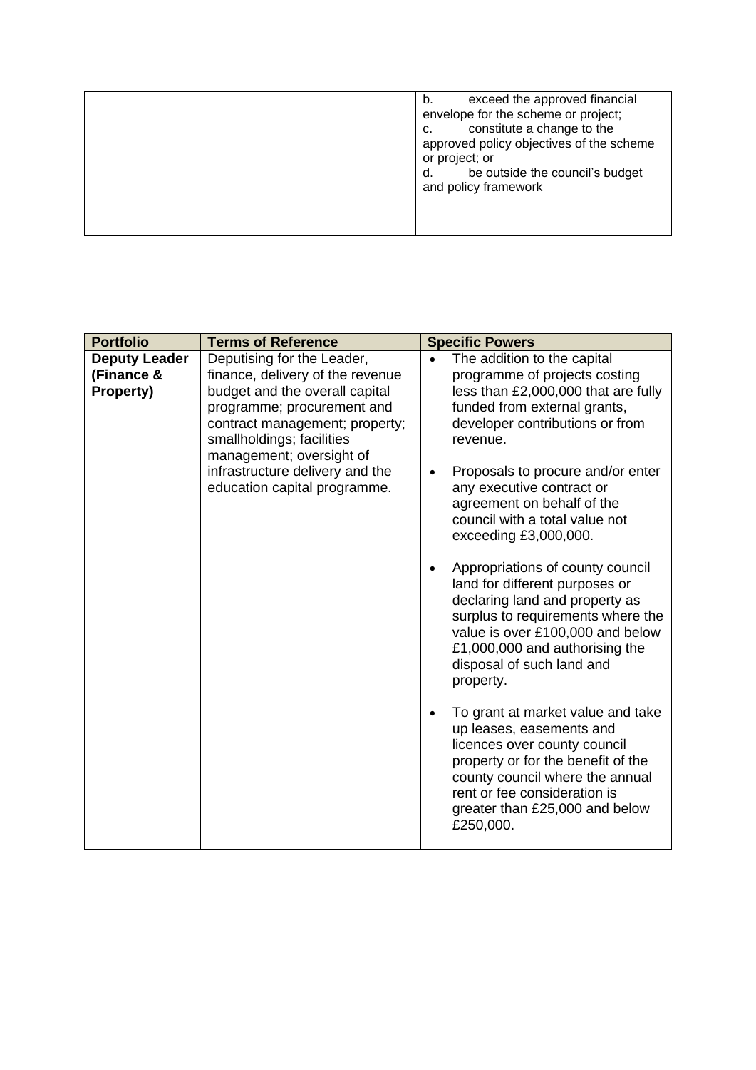| | |
|---|---|
| | b. exceed the approved financial envelope for the scheme or project;<br>c. constitute a change to the approved policy objectives of the scheme or project; or<br>d. be outside the council's budget and policy framework |

| Portfolio | Terms of Reference | Specific Powers |
|---|---|---|
| **Deputy Leader (Finance & Property)** | Deputising for the Leader, finance, delivery of the revenue budget and the overall capital programme; procurement and contract management; property; smallholdings; facilities management; oversight of infrastructure delivery and the education capital programme. | • The addition to the capital programme of projects costing less than £2,000,000 that are fully funded from external grants, developer contributions or from revenue.<br><br>• Proposals to procure and/or enter any executive contract or agreement on behalf of the council with a total value not exceeding £3,000,000.<br><br>• Appropriations of county council land for different purposes or declaring land and property as surplus to requirements where the value is over £100,000 and below £1,000,000 and authorising the disposal of such land and property.<br><br>• To grant at market value and take up leases, easements and licences over county council property or for the benefit of the county council where the annual rent or fee consideration is greater than £25,000 and below £250,000. |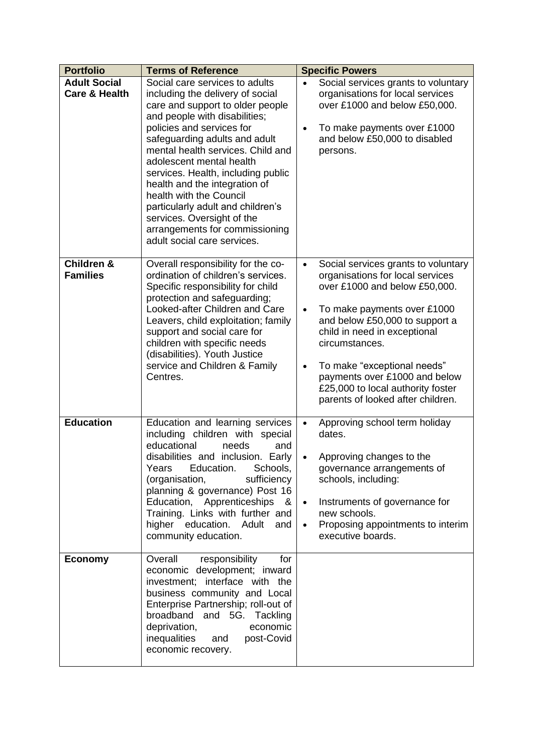| Portfolio | Terms of Reference | Specific Powers |
|---|---|---|
| **Adult Social Care & Health** | Social care services to adults including the delivery of social care and support to older people and people with disabilities; policies and services for safeguarding adults and adult mental health services. Child and adolescent mental health services. Health, including public health and the integration of health with the Council particularly adult and children's services. Oversight of the arrangements for commissioning adult social care services. | • Social services grants to voluntary organisations for local services over £1000 and below £50,000.<br>• To make payments over £1000 and below £50,000 to disabled persons. |
| **Children & Families** | Overall responsibility for the co-ordination of children's services. Specific responsibility for child protection and safeguarding; Looked-after Children and Care Leavers, child exploitation; family support and social care for children with specific needs (disabilities). Youth Justice service and Children & Family Centres. | • Social services grants to voluntary organisations for local services over £1000 and below £50,000.<br>• To make payments over £1000 and below £50,000 to support a child in need in exceptional circumstances.<br>• To make "exceptional needs" payments over £1000 and below £25,000 to local authority foster parents of looked after children. |
| **Education** | Education and learning services including children with special educational needs and disabilities and inclusion. Early Years Education. Schools, (organisation, sufficiency planning & governance) Post 16 Education, Apprenticeships & Training. Links with further and higher education. Adult and community education. | • Approving school term holiday dates.<br>• Approving changes to the governance arrangements of schools, including:<br>• Instruments of governance for new schools.<br>• Proposing appointments to interim executive boards. |
| **Economy** | Overall responsibility for economic development; inward investment; interface with the business community and Local Enterprise Partnership; roll-out of broadband and 5G. Tackling deprivation, economic inequalities and post-Covid economic recovery. | |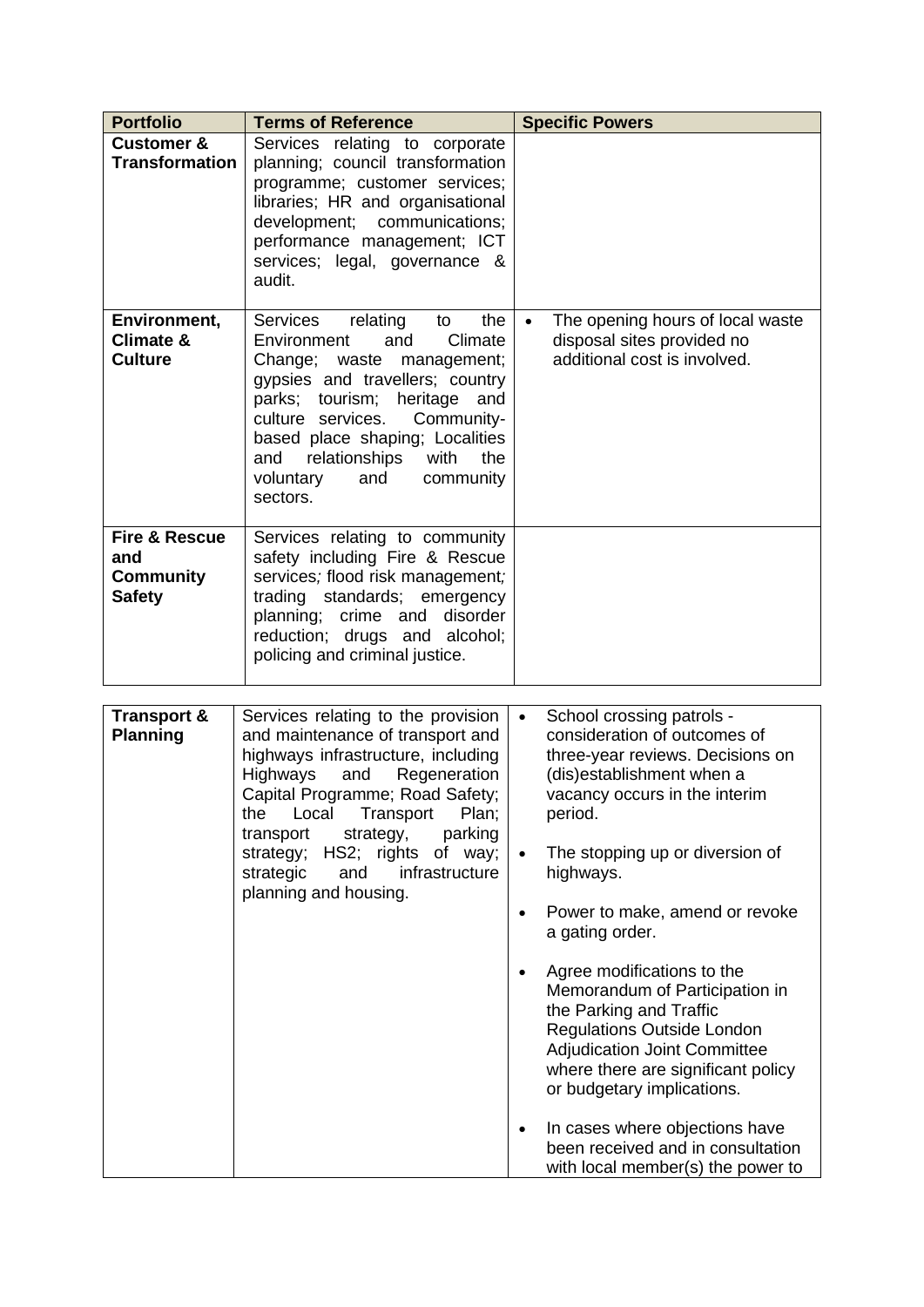| Portfolio | Terms of Reference | Specific Powers |
|---|---|---|
| **Customer & Transformation** | Services relating to corporate planning; council transformation programme; customer services; libraries; HR and organisational development; communications; performance management; ICT services; legal, governance & audit. | |
| **Environment, Climate & Culture** | Services relating to the Environment and Climate Change; waste management; gypsies and travellers; country parks; tourism; heritage and culture services. Community-based place shaping; Localities and relationships with the voluntary and community sectors. | • The opening hours of local waste disposal sites provided no additional cost is involved. |
| **Fire & Rescue and Community Safety** | Services relating to community safety including Fire & Rescue services; flood risk management; trading standards; emergency planning; crime and disorder reduction; drugs and alcohol; policing and criminal justice. | |
| **Transport & Planning** | Services relating to the provision and maintenance of transport and highways infrastructure, including Highways and Regeneration Capital Programme; Road Safety; the Local Transport Plan; transport strategy, parking strategy; HS2; rights of way; strategic and infrastructure planning and housing. | • School crossing patrols - consideration of outcomes of three-year reviews. Decisions on (dis)establishment when a vacancy occurs in the interim period.<br><br>• The stopping up or diversion of highways.<br><br>• Power to make, amend or revoke a gating order.<br><br>• Agree modifications to the Memorandum of Participation in the Parking and Traffic Regulations Outside London Adjudication Joint Committee where there are significant policy or budgetary implications.<br><br>• In cases where objections have been received and in consultation with local member(s) the power to |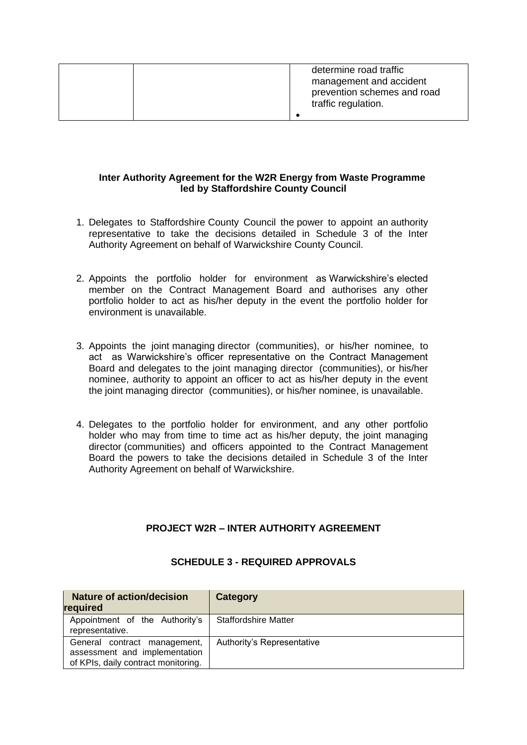|  |  | determine road traffic management and accident prevention schemes and road traffic regulation.<br>• |
|---|---|---|

**Inter Authority Agreement for the W2R Energy from Waste Programme led by Staffordshire County Council**

1. Delegates to Staffordshire County Council the power to appoint an authority representative to take the decisions detailed in Schedule 3 of the Inter Authority Agreement on behalf of Warwickshire County Council.

2. Appoints the portfolio holder for environment as Warwickshire's elected member on the Contract Management Board and authorises any other portfolio holder to act as his/her deputy in the event the portfolio holder for environment is unavailable.

3. Appoints the joint managing director (communities), or his/her nominee, to act as Warwickshire's officer representative on the Contract Management Board and delegates to the joint managing director (communities), or his/her nominee, authority to appoint an officer to act as his/her deputy in the event the joint managing director (communities), or his/her nominee, is unavailable.

4. Delegates to the portfolio holder for environment, and any other portfolio holder who may from time to time act as his/her deputy, the joint managing director (communities) and officers appointed to the Contract Management Board the powers to take the decisions detailed in Schedule 3 of the Inter Authority Agreement on behalf of Warwickshire.

**PROJECT W2R – INTER AUTHORITY AGREEMENT**

**SCHEDULE 3 - REQUIRED APPROVALS**

| Nature of action/decision required | Category |
|---|---|
| Appointment of the Authority's representative. | Staffordshire Matter |
| General contract management, assessment and implementation of KPIs, daily contract monitoring. | Authority's Representative |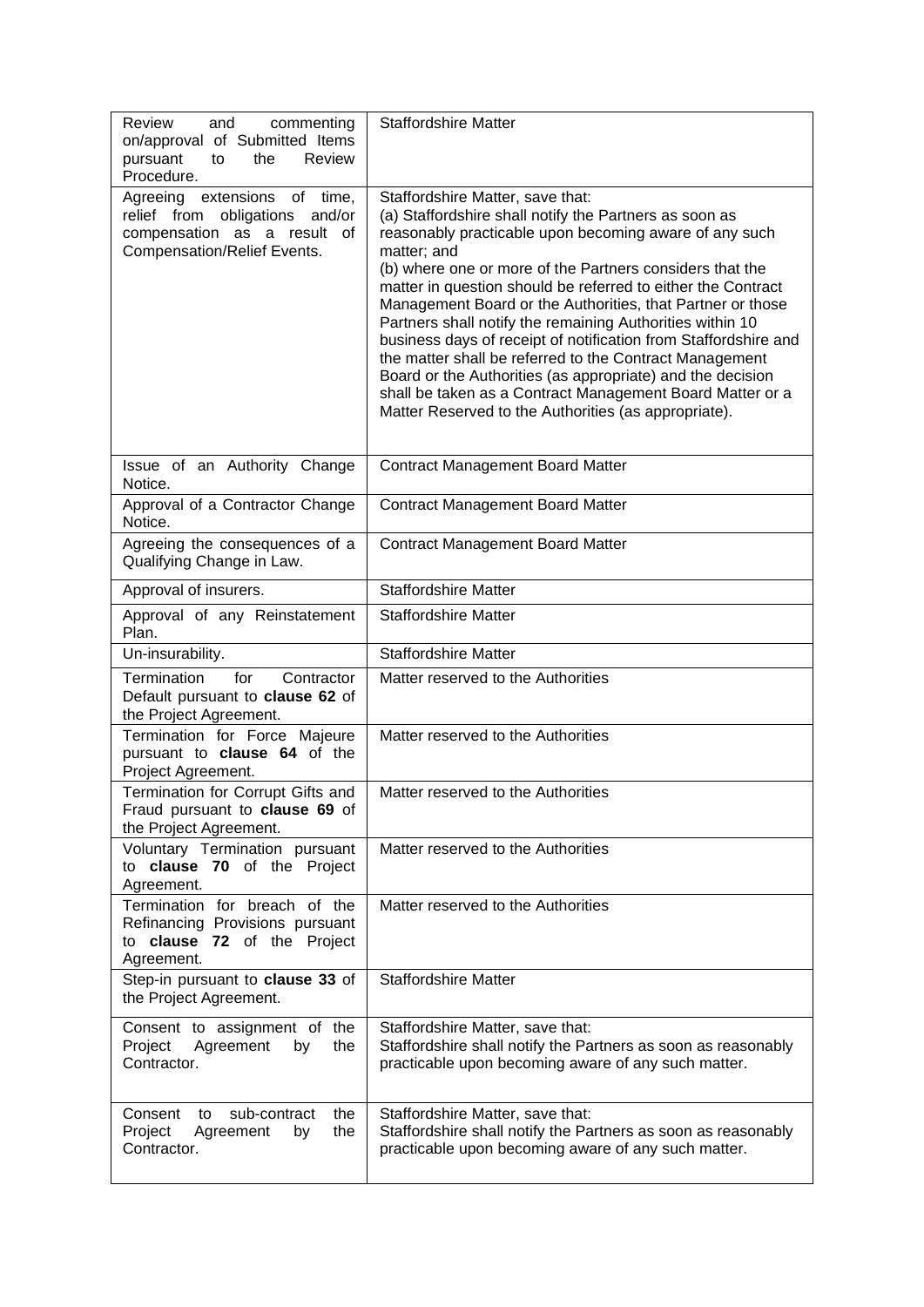| Review and commenting on/approval of Submitted Items pursuant to the Review Procedure. | Staffordshire Matter |
|---|---|
| Agreeing extensions of time, relief from obligations and/or compensation as a result of Compensation/Relief Events. | Staffordshire Matter, save that:<br>(a) Staffordshire shall notify the Partners as soon as reasonably practicable upon becoming aware of any such matter; and<br>(b) where one or more of the Partners considers that the matter in question should be referred to either the Contract Management Board or the Authorities, that Partner or those Partners shall notify the remaining Authorities within 10 business days of receipt of notification from Staffordshire and the matter shall be referred to the Contract Management Board or the Authorities (as appropriate) and the decision shall be taken as a Contract Management Board Matter or a Matter Reserved to the Authorities (as appropriate). |
| Issue of an Authority Change Notice. | Contract Management Board Matter |
| Approval of a Contractor Change Notice. | Contract Management Board Matter |
| Agreeing the consequences of a Qualifying Change in Law. | Contract Management Board Matter |
| Approval of insurers. | Staffordshire Matter |
| Approval of any Reinstatement Plan. | Staffordshire Matter |
| Un-insurability. | Staffordshire Matter |
| Termination for Contractor Default pursuant to **clause 62** of the Project Agreement. | Matter reserved to the Authorities |
| Termination for Force Majeure pursuant to **clause 64** of the Project Agreement. | Matter reserved to the Authorities |
| Termination for Corrupt Gifts and Fraud pursuant to **clause 69** of the Project Agreement. | Matter reserved to the Authorities |
| Voluntary Termination pursuant to **clause 70** of the Project Agreement. | Matter reserved to the Authorities |
| Termination for breach of the Refinancing Provisions pursuant to **clause 72** of the Project Agreement. | Matter reserved to the Authorities |
| Step-in pursuant to **clause 33** of the Project Agreement. | Staffordshire Matter |
| Consent to assignment of the Project Agreement by the Contractor. | Staffordshire Matter, save that:<br>Staffordshire shall notify the Partners as soon as reasonably practicable upon becoming aware of any such matter. |
| Consent to sub-contract the Project Agreement by the Contractor. | Staffordshire Matter, save that:<br>Staffordshire shall notify the Partners as soon as reasonably practicable upon becoming aware of any such matter. |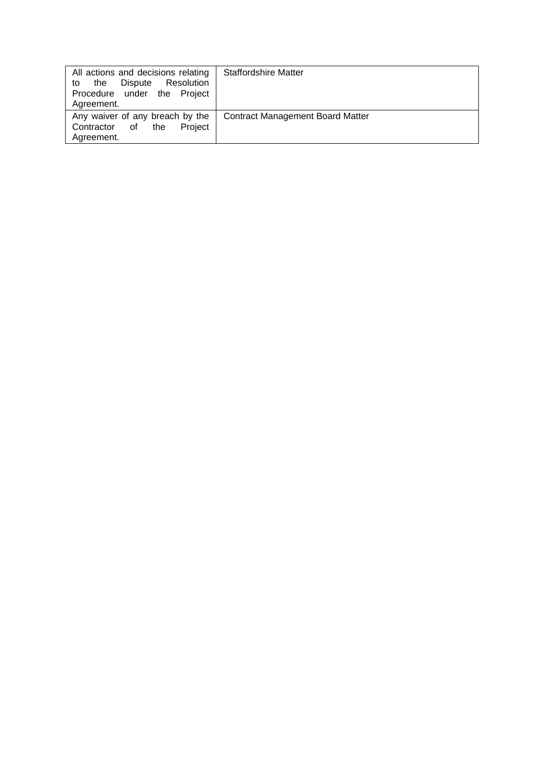| | |
|---|---|
| All actions and decisions relating to the Dispute Resolution Procedure under the Project Agreement. | Staffordshire Matter |
| Any waiver of any breach by the Contractor of the Project Agreement. | Contract Management Board Matter |